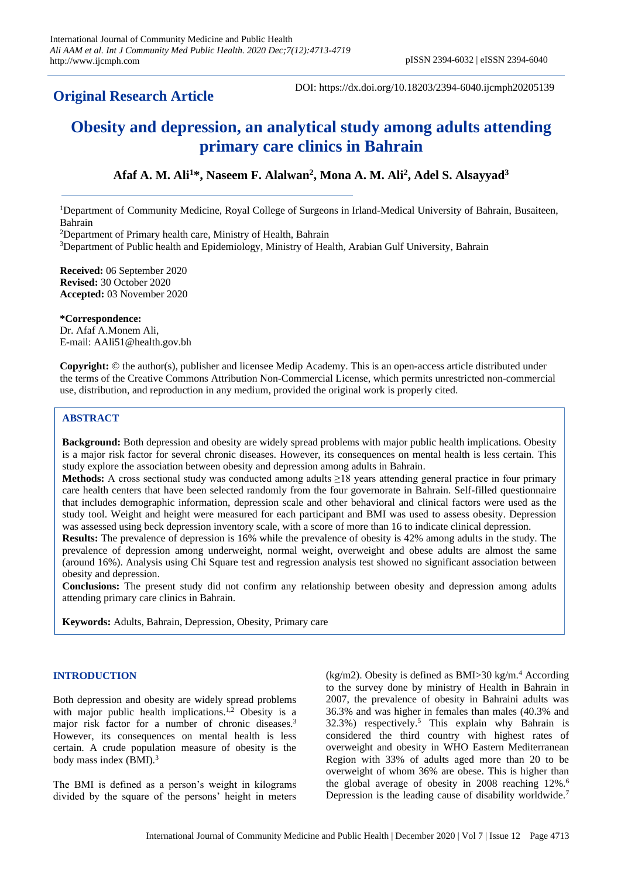**Original Research Article**

DOI: https://dx.doi.org/10.18203/2394-6040.ijcmph20205139

# Obesity and depression, an analytical study among adults attending primary care clinics in Bahrain

**Afaf A. M. Ali[1]*, Naseem F. Alalwan[2], Mona A. M. Ali[2], Adel S. Alsayyad[3]**

[1]Department of Community Medicine, Royal College of Surgeons in Irland-Medical University of Bahrain, Busaiteen, Bahrain

[2]Department of Primary health care, Ministry of Health, Bahrain

[3]Department of Public health and Epidemiology, Ministry of Health, Arabian Gulf University, Bahrain

**Received:** 06 September 2020
**Revised:** 30 October 2020
**Accepted:** 03 November 2020

***Correspondence:**
Dr. Afaf A.Monem Ali,
E-mail: AAli51@health.gov.bh

**Copyright:** © the author(s), publisher and licensee Medip Academy. This is an open-access article distributed under the terms of the Creative Commons Attribution Non-Commercial License, which permits unrestricted non-commercial use, distribution, and reproduction in any medium, provided the original work is properly cited.

## ABSTRACT

**Background:** Both depression and obesity are widely spread problems with major public health implications. Obesity is a major risk factor for several chronic diseases. However, its consequences on mental health is less certain. This study explore the association between obesity and depression among adults in Bahrain.

**Methods:** A cross sectional study was conducted among adults ≥18 years attending general practice in four primary care health centers that have been selected randomly from the four governorate in Bahrain. Self-filled questionnaire that includes demographic information, depression scale and other behavioral and clinical factors were used as the study tool. Weight and height were measured for each participant and BMI was used to assess obesity. Depression was assessed using beck depression inventory scale, with a score of more than 16 to indicate clinical depression.

**Results:** The prevalence of depression is 16% while the prevalence of obesity is 42% among adults in the study. The prevalence of depression among underweight, normal weight, overweight and obese adults are almost the same (around 16%). Analysis using Chi Square test and regression analysis test showed no significant association between obesity and depression.

**Conclusions:** The present study did not confirm any relationship between obesity and depression among adults attending primary care clinics in Bahrain.

**Keywords:** Adults, Bahrain, Depression, Obesity, Primary care

## INTRODUCTION

Both depression and obesity are widely spread problems with major public health implications.[1,2] Obesity is a major risk factor for a number of chronic diseases.[3] However, its consequences on mental health is less certain. A crude population measure of obesity is the body mass index (BMI).[3]

The BMI is defined as a person's weight in kilograms divided by the square of the persons' height in meters (kg/m2). Obesity is defined as BMI>30 kg/m.[4] According to the survey done by ministry of Health in Bahrain in 2007, the prevalence of obesity in Bahraini adults was 36.3% and was higher in females than males (40.3% and 32.3%) respectively.[5] This explain why Bahrain is considered the third country with highest rates of overweight and obesity in WHO Eastern Mediterranean Region with 33% of adults aged more than 20 to be overweight of whom 36% are obese. This is higher than the global average of obesity in 2008 reaching 12%.[6] Depression is the leading cause of disability worldwide.[7]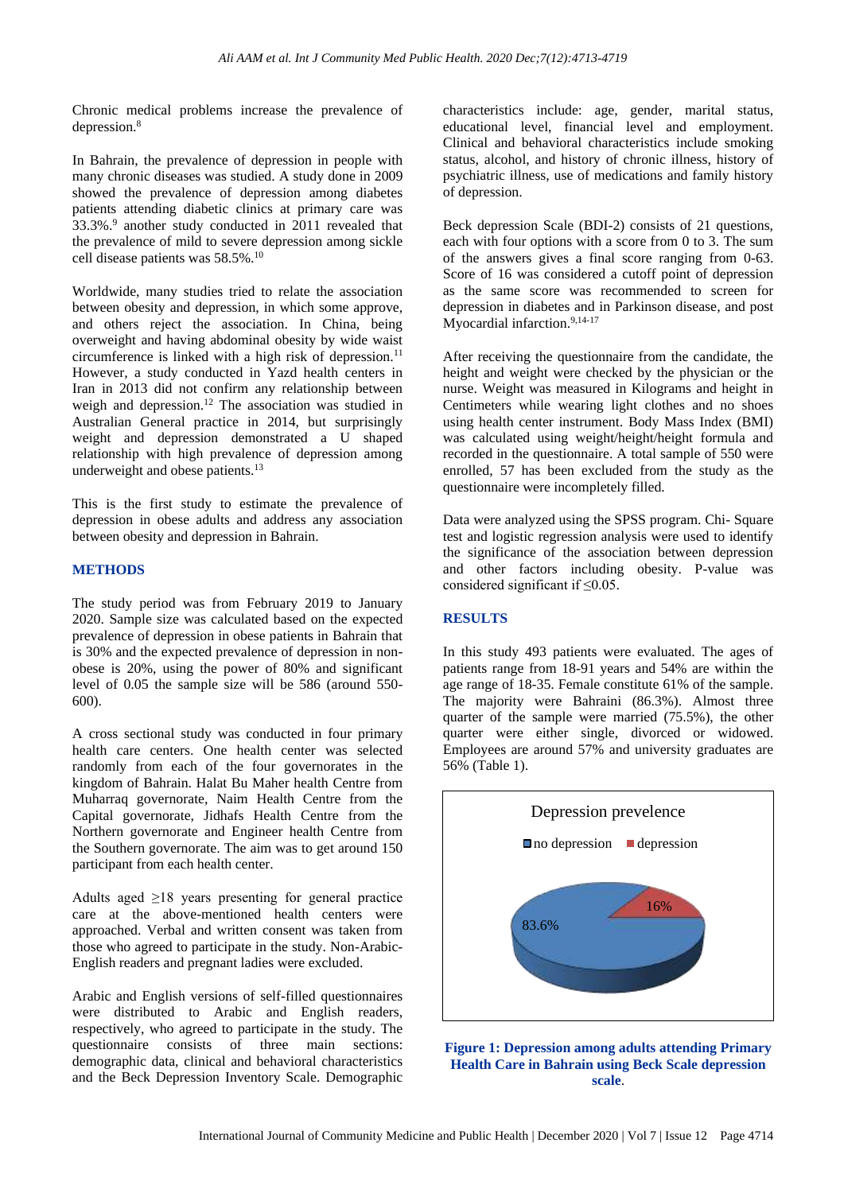Chronic medical problems increase the prevalence of depression.[8]

In Bahrain, the prevalence of depression in people with many chronic diseases was studied. A study done in 2009 showed the prevalence of depression among diabetes patients attending diabetic clinics at primary care was 33.3%.[9] another study conducted in 2011 revealed that the prevalence of mild to severe depression among sickle cell disease patients was 58.5%.[10]

Worldwide, many studies tried to relate the association between obesity and depression, in which some approve, and others reject the association. In China, being overweight and having abdominal obesity by wide waist circumference is linked with a high risk of depression.[11] However, a study conducted in Yazd health centers in Iran in 2013 did not confirm any relationship between weigh and depression.[12] The association was studied in Australian General practice in 2014, but surprisingly weight and depression demonstrated a U shaped relationship with high prevalence of depression among underweight and obese patients.[13]

This is the first study to estimate the prevalence of depression in obese adults and address any association between obesity and depression in Bahrain.

## METHODS

The study period was from February 2019 to January 2020. Sample size was calculated based on the expected prevalence of depression in obese patients in Bahrain that is 30% and the expected prevalence of depression in non-obese is 20%, using the power of 80% and significant level of 0.05 the sample size will be 586 (around 550-600).

A cross sectional study was conducted in four primary health care centers. One health center was selected randomly from each of the four governorates in the kingdom of Bahrain. Halat Bu Maher health Centre from Muharraq governorate, Naim Health Centre from the Capital governorate, Jidhafs Health Centre from the Northern governorate and Engineer health Centre from the Southern governorate. The aim was to get around 150 participant from each health center.

Adults aged ≥18 years presenting for general practice care at the above-mentioned health centers were approached. Verbal and written consent was taken from those who agreed to participate in the study. Non-Arabic-English readers and pregnant ladies were excluded.

Arabic and English versions of self-filled questionnaires were distributed to Arabic and English readers, respectively, who agreed to participate in the study. The questionnaire consists of three main sections: demographic data, clinical and behavioral characteristics and the Beck Depression Inventory Scale. Demographic characteristics include: age, gender, marital status, educational level, financial level and employment. Clinical and behavioral characteristics include smoking status, alcohol, and history of chronic illness, history of psychiatric illness, use of medications and family history of depression.

Beck depression Scale (BDI-2) consists of 21 questions, each with four options with a score from 0 to 3. The sum of the answers gives a final score ranging from 0-63. Score of 16 was considered a cutoff point of depression as the same score was recommended to screen for depression in diabetes and in Parkinson disease, and post Myocardial infarction.[9,14-17]

After receiving the questionnaire from the candidate, the height and weight were checked by the physician or the nurse. Weight was measured in Kilograms and height in Centimeters while wearing light clothes and no shoes using health center instrument. Body Mass Index (BMI) was calculated using weight/height/height formula and recorded in the questionnaire. A total sample of 550 were enrolled, 57 has been excluded from the study as the questionnaire were incompletely filled.

Data were analyzed using the SPSS program. Chi- Square test and logistic regression analysis were used to identify the significance of the association between depression and other factors including obesity. P-value was considered significant if ≤0.05.

## RESULTS

In this study 493 patients were evaluated. The ages of patients range from 18-91 years and 54% are within the age range of 18-35. Female constitute 61% of the sample. The majority were Bahraini (86.3%). Almost three quarter of the sample were married (75.5%), the other quarter were either single, divorced or widowed. Employees are around 57% and university graduates are 56% (Table 1).

Depression prevelence

no depression
depression

16%
83.6%

**Figure 1: Depression among adults attending Primary Health Care in Bahrain using Beck Scale depression scale.**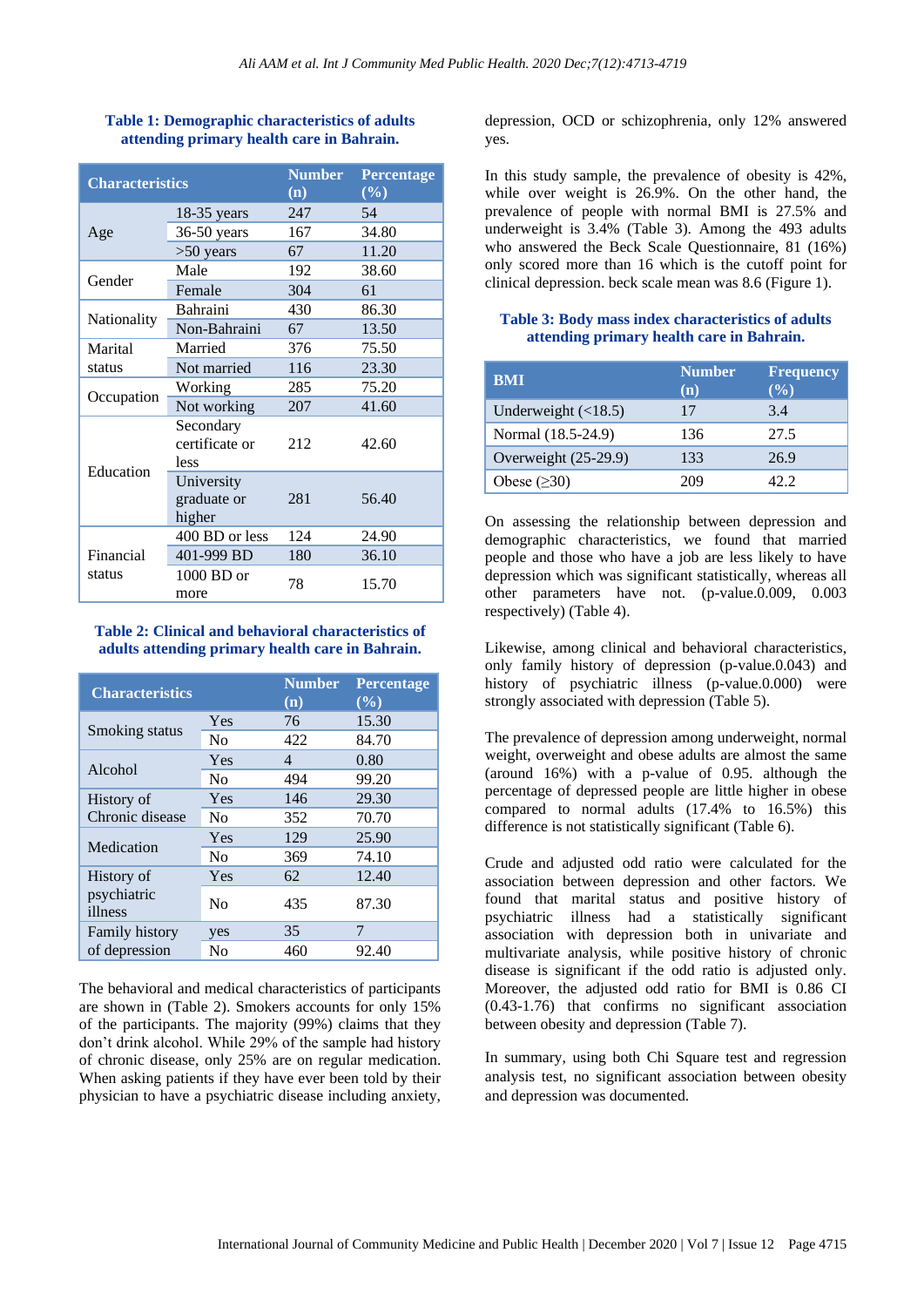**Table 1: Demographic characteristics of adults attending primary health care in Bahrain.**

| Characteristics | | Number (n) | Percentage (%) |
|---|---|---|---|
| Age | 18-35 years | 247 | 54 |
| | 36-50 years | 167 | 34.80 |
| | >50 years | 67 | 11.20 |
| Gender | Male | 192 | 38.60 |
| | Female | 304 | 61 |
| Nationality | Bahraini | 430 | 86.30 |
| | Non-Bahraini | 67 | 13.50 |
| Marital status | Married | 376 | 75.50 |
| | Not married | 116 | 23.30 |
| Occupation | Working | 285 | 75.20 |
| | Not working | 207 | 41.60 |
| Education | Secondary certificate or less | 212 | 42.60 |
| | University graduate or higher | 281 | 56.40 |
| Financial status | 400 BD or less | 124 | 24.90 |
| | 401-999 BD | 180 | 36.10 |
| | 1000 BD or more | 78 | 15.70 |

**Table 2: Clinical and behavioral characteristics of adults attending primary health care in Bahrain.**

| Characteristics | | Number (n) | Percentage (%) |
|---|---|---|---|
| Smoking status | Yes | 76 | 15.30 |
| | No | 422 | 84.70 |
| Alcohol | Yes | 4 | 0.80 |
| | No | 494 | 99.20 |
| History of Chronic disease | Yes | 146 | 29.30 |
| | No | 352 | 70.70 |
| Medication | Yes | 129 | 25.90 |
| | No | 369 | 74.10 |
| History of psychiatric illness | Yes | 62 | 12.40 |
| | No | 435 | 87.30 |
| Family history of depression | yes | 35 | 7 |
| | No | 460 | 92.40 |

The behavioral and medical characteristics of participants are shown in (Table 2). Smokers accounts for only 15% of the participants. The majority (99%) claims that they don't drink alcohol. While 29% of the sample had history of chronic disease, only 25% are on regular medication. When asking patients if they have ever been told by their physician to have a psychiatric disease including anxiety, depression, OCD or schizophrenia, only 12% answered yes.

In this study sample, the prevalence of obesity is 42%, while over weight is 26.9%. On the other hand, the prevalence of people with normal BMI is 27.5% and underweight is 3.4% (Table 3). Among the 493 adults who answered the Beck Scale Questionnaire, 81 (16%) only scored more than 16 which is the cutoff point for clinical depression. beck scale mean was 8.6 (Figure 1).

**Table 3: Body mass index characteristics of adults attending primary health care in Bahrain.**

| BMI | Number (n) | Frequency (%) |
|---|---|---|
| Underweight (<18.5) | 17 | 3.4 |
| Normal (18.5-24.9) | 136 | 27.5 |
| Overweight (25-29.9) | 133 | 26.9 |
| Obese (≥30) | 209 | 42.2 |

On assessing the relationship between depression and demographic characteristics, we found that married people and those who have a job are less likely to have depression which was significant statistically, whereas all other parameters have not. (p-value.0.009, 0.003 respectively) (Table 4).

Likewise, among clinical and behavioral characteristics, only family history of depression (p-value.0.043) and history of psychiatric illness (p-value.0.000) were strongly associated with depression (Table 5).

The prevalence of depression among underweight, normal weight, overweight and obese adults are almost the same (around 16%) with a p-value of 0.95. although the percentage of depressed people are little higher in obese compared to normal adults (17.4% to 16.5%) this difference is not statistically significant (Table 6).

Crude and adjusted odd ratio were calculated for the association between depression and other factors. We found that marital status and positive history of psychiatric illness had a statistically significant association with depression both in univariate and multivariate analysis, while positive history of chronic disease is significant if the odd ratio is adjusted only. Moreover, the adjusted odd ratio for BMI is 0.86 CI (0.43-1.76) that confirms no significant association between obesity and depression (Table 7).

In summary, using both Chi Square test and regression analysis test, no significant association between obesity and depression was documented.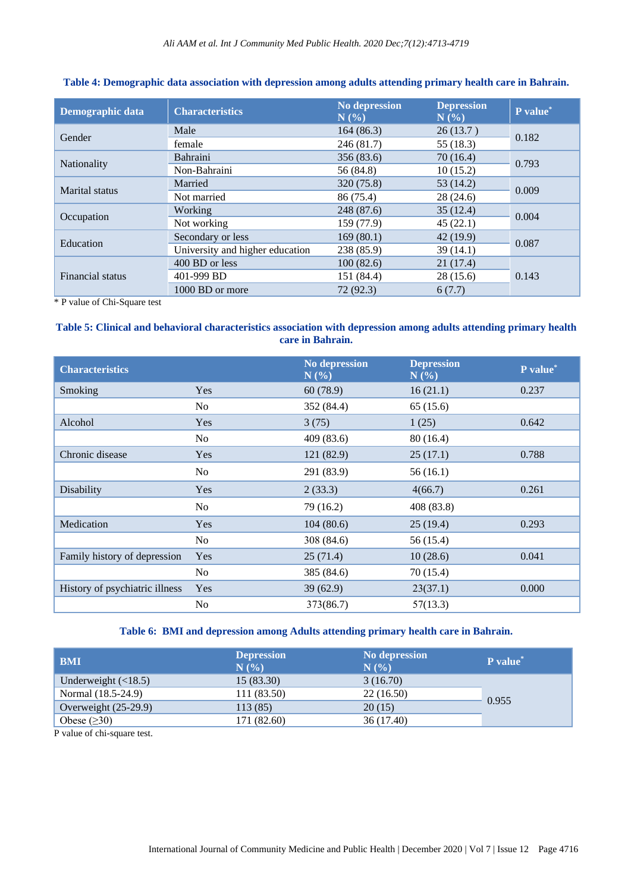**Table 4: Demographic data association with depression among adults attending primary health care in Bahrain.**

| Demographic data | Characteristics | No depression N (%) | Depression N (%) | P value* |
|---|---|---|---|---|
| Gender | Male | 164 (86.3) | 26 (13.7 ) | 0.182 |
| | female | 246 (81.7) | 55 (18.3) | |
| Nationality | Bahraini | 356 (83.6) | 70 (16.4) | 0.793 |
| | Non-Bahraini | 56 (84.8) | 10 (15.2) | |
| Marital status | Married | 320 (75.8) | 53 (14.2) | 0.009 |
| | Not married | 86 (75.4) | 28 (24.6) | |
| Occupation | Working | 248 (87.6) | 35 (12.4) | 0.004 |
| | Not working | 159 (77.9) | 45 (22.1) | |
| Education | Secondary or less | 169 (80.1) | 42 (19.9) | 0.087 |
| | University and higher education | 238 (85.9) | 39 (14.1) | |
| Financial status | 400 BD or less | 100 (82.6) | 21 (17.4) | 0.143 |
| | 401-999 BD | 151 (84.4) | 28 (15.6) | |
| | 1000 BD or more | 72 (92.3) | 6 (7.7) | |

* P value of Chi-Square test

**Table 5: Clinical and behavioral characteristics association with depression among adults attending primary health care in Bahrain.**

| Characteristics | | No depression N (%) | Depression N (%) | P value* |
|---|---|---|---|---|
| Smoking | Yes | 60 (78.9) | 16 (21.1) | 0.237 |
| | No | 352 (84.4) | 65 (15.6) | |
| Alcohol | Yes | 3 (75) | 1 (25) | 0.642 |
| | No | 409 (83.6) | 80 (16.4) | |
| Chronic disease | Yes | 121 (82.9) | 25 (17.1) | 0.788 |
| | No | 291 (83.9) | 56 (16.1) | |
| Disability | Yes | 2 (33.3) | 4(66.7) | 0.261 |
| | No | 79 (16.2) | 408 (83.8) | |
| Medication | Yes | 104 (80.6) | 25 (19.4) | 0.293 |
| | No | 308 (84.6) | 56 (15.4) | |
| Family history of depression | Yes | 25 (71.4) | 10 (28.6) | 0.041 |
| | No | 385 (84.6) | 70 (15.4) | |
| History of psychiatric illness | Yes | 39 (62.9) | 23(37.1) | 0.000 |
| | No | 373(86.7) | 57(13.3) | |

**Table 6: BMI and depression among Adults attending primary health care in Bahrain.**

| BMI | Depression N (%) | No depression N (%) | P value* |
|---|---|---|---|
| Underweight (<18.5) | 15 (83.30) | 3 (16.70) | 0.955 |
| Normal (18.5-24.9) | 111 (83.50) | 22 (16.50) | |
| Overweight (25-29.9) | 113 (85) | 20 (15) | |
| Obese (≥30) | 171 (82.60) | 36 (17.40) | |

P value of chi-square test.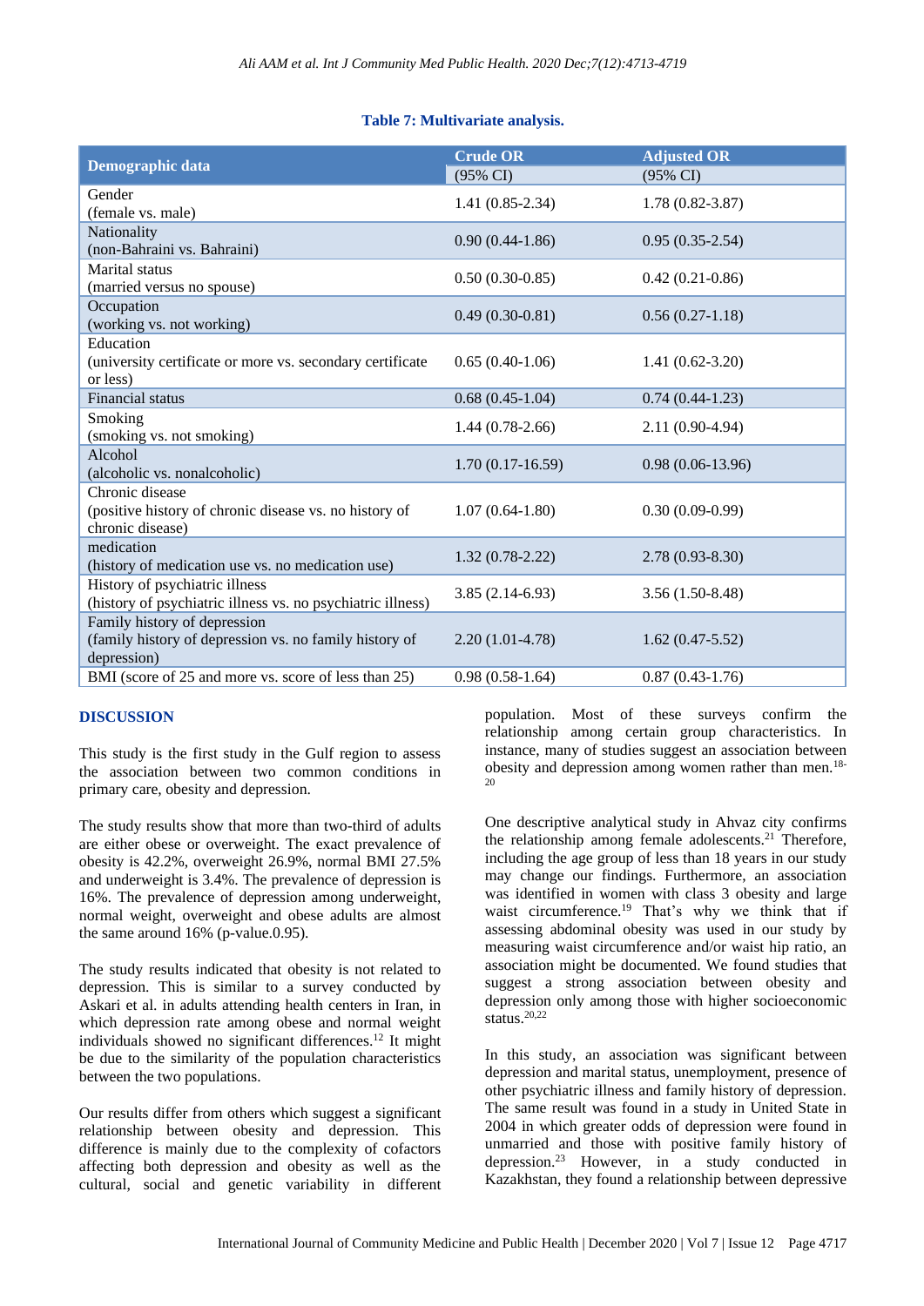**Table 7: Multivariate analysis.**

| Demographic data | Crude OR (95% CI) | Adjusted OR (95% CI) |
|---|---|---|
| Gender (female vs. male) | 1.41 (0.85-2.34) | 1.78 (0.82-3.87) |
| Nationality (non-Bahraini vs. Bahraini) | 0.90 (0.44-1.86) | 0.95 (0.35-2.54) |
| Marital status (married versus no spouse) | 0.50 (0.30-0.85) | 0.42 (0.21-0.86) |
| Occupation (working vs. not working) | 0.49 (0.30-0.81) | 0.56 (0.27-1.18) |
| Education (university certificate or more vs. secondary certificate or less) | 0.65 (0.40-1.06) | 1.41 (0.62-3.20) |
| Financial status | 0.68 (0.45-1.04) | 0.74 (0.44-1.23) |
| Smoking (smoking vs. not smoking) | 1.44 (0.78-2.66) | 2.11 (0.90-4.94) |
| Alcohol (alcoholic vs. nonalcoholic) | 1.70 (0.17-16.59) | 0.98 (0.06-13.96) |
| Chronic disease (positive history of chronic disease vs. no history of chronic disease) | 1.07 (0.64-1.80) | 0.30 (0.09-0.99) |
| medication (history of medication use vs. no medication use) | 1.32 (0.78-2.22) | 2.78 (0.93-8.30) |
| History of psychiatric illness (history of psychiatric illness vs. no psychiatric illness) | 3.85 (2.14-6.93) | 3.56 (1.50-8.48) |
| Family history of depression (family history of depression vs. no family history of depression) | 2.20 (1.01-4.78) | 1.62 (0.47-5.52) |
| BMI (score of 25 and more vs. score of less than 25) | 0.98 (0.58-1.64) | 0.87 (0.43-1.76) |

## DISCUSSION

This study is the first study in the Gulf region to assess the association between two common conditions in primary care, obesity and depression.

The study results show that more than two-third of adults are either obese or overweight. The exact prevalence of obesity is 42.2%, overweight 26.9%, normal BMI 27.5% and underweight is 3.4%. The prevalence of depression is 16%. The prevalence of depression among underweight, normal weight, overweight and obese adults are almost the same around 16% (p-value.0.95).

The study results indicated that obesity is not related to depression. This is similar to a survey conducted by Askari et al. in adults attending health centers in Iran, in which depression rate among obese and normal weight individuals showed no significant differences.[12] It might be due to the similarity of the population characteristics between the two populations.

Our results differ from others which suggest a significant relationship between obesity and depression. This difference is mainly due to the complexity of cofactors affecting both depression and obesity as well as the cultural, social and genetic variability in different population. Most of these surveys confirm the relationship among certain group characteristics. In instance, many of studies suggest an association between obesity and depression among women rather than men.[18-20]

One descriptive analytical study in Ahvaz city confirms the relationship among female adolescents.[21] Therefore, including the age group of less than 18 years in our study may change our findings. Furthermore, an association was identified in women with class 3 obesity and large waist circumference.[19] That's why we think that if assessing abdominal obesity was used in our study by measuring waist circumference and/or waist hip ratio, an association might be documented. We found studies that suggest a strong association between obesity and depression only among those with higher socioeconomic status.[20,22]

In this study, an association was significant between depression and marital status, unemployment, presence of other psychiatric illness and family history of depression. The same result was found in a study in United State in 2004 in which greater odds of depression were found in unmarried and those with positive family history of depression.[23] However, in a study conducted in Kazakhstan, they found a relationship between depressive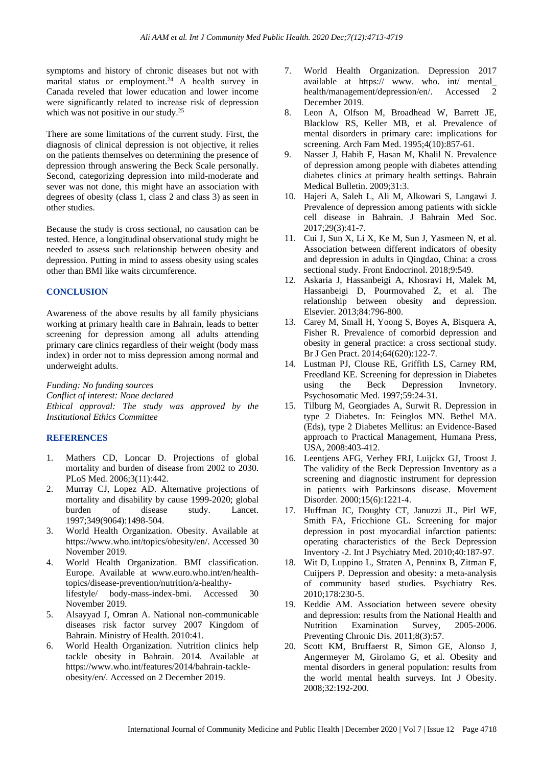symptoms and history of chronic diseases but not with marital status or employment.[24] A health survey in Canada revealed that lower education and lower income were significantly related to increase risk of depression which was not positive in our study.[25]

There are some limitations of the current study. First, the diagnosis of clinical depression is not objective, it relies on the patients themselves on determining the presence of depression through answering the Beck Scale personally. Second, categorizing depression into mild-moderate and sever was not done, this might have an association with degrees of obesity (class 1, class 2 and class 3) as seen in other studies.

Because the study is cross sectional, no causation can be tested. Hence, a longitudinal observational study might be needed to assess such relationship between obesity and depression. Putting in mind to assess obesity using scales other than BMI like waits circumference.

## CONCLUSION

Awareness of the above results by all family physicians working at primary health care in Bahrain, leads to better screening for depression among all adults attending primary care clinics regardless of their weight (body mass index) in order not to miss depression among normal and underweight adults.

*Funding: No funding sources*
*Conflict of interest: None declared*
*Ethical approval: The study was approved by the Institutional Ethics Committee*

## REFERENCES

1. Mathers CD, Loncar D. Projections of global mortality and burden of disease from 2002 to 2030. PLoS Med. 2006;3(11):442.
2. Murray CJ, Lopez AD. Alternative projections of mortality and disability by cause 1999-2020; global burden of disease study. Lancet. 1997;349(9064):1498-504.
3. World Health Organization. Obesity. Available at https://www.who.int/topics/obesity/en/. Accessed 30 November 2019.
4. World Health Organization. BMI classification. Europe. Available at www.euro.who.int/en/health-topics/disease-prevention/nutrition/a-healthy-lifestyle/ body-mass-index-bmi. Accessed 30 November 2019.
5. Alsayyad J, Omran A. National non-communicable diseases risk factor survey 2007 Kingdom of Bahrain. Ministry of Health. 2010:41.
6. World Health Organization. Nutrition clinics help tackle obesity in Bahrain. 2014. Available at https://www.who.int/features/2014/bahrain-tackle-obesity/en/. Accessed on 2 December 2019.
7. World Health Organization. Depression 2017 available at https:// www. who. int/ mental_ health/management/depression/en/. Accessed 2 December 2019.
8. Leon A, Olfson M, Broadhead W, Barrett JE, Blacklow RS, Keller MB, et al. Prevalence of mental disorders in primary care: implications for screening. Arch Fam Med. 1995;4(10):857-61.
9. Nasser J, Habib F, Hasan M, Khalil N. Prevalence of depression among people with diabetes attending diabetes clinics at primary health settings. Bahrain Medical Bulletin. 2009;31:3.
10. Hajeri A, Saleh L, Ali M, Alkowari S, Langawi J. Prevalence of depression among patients with sickle cell disease in Bahrain. J Bahrain Med Soc. 2017;29(3):41-7.
11. Cui J, Sun X, Li X, Ke M, Sun J, Yasmeen N, et al. Association between different indicators of obesity and depression in adults in Qingdao, China: a cross sectional study. Front Endocrinol. 2018;9:549.
12. Askaria J, Hassanbeigi A, Khosravi H, Malek M, Hassanbeigi D, Pourmovahed Z, et al. The relationship between obesity and depression. Elsevier. 2013;84:796-800.
13. Carey M, Small H, Yoong S, Boyes A, Bisquera A, Fisher R. Prevalence of comorbid depression and obesity in general practice: a cross sectional study. Br J Gen Pract. 2014;64(620):122-7.
14. Lustman PJ, Clouse RE, Griffith LS, Carney RM, Freedland KE. Screening for depression in Diabetes using the Beck Depression Invnetory. Psychosomatic Med. 1997;59:24-31.
15. Tilburg M, Georgiades A, Surwit R. Depression in type 2 Diabetes. In: Feinglos MN. Bethel MA. (Eds), type 2 Diabetes Mellitus: an Evidence-Based approach to Practical Management, Humana Press, USA, 2008:403-412.
16. Leentjens AFG, Verhey FRJ, Luijckx GJ, Troost J. The validity of the Beck Depression Inventory as a screening and diagnostic instrument for depression in patients with Parkinsons disease. Movement Disorder. 2000;15(6):1221-4.
17. Huffman JC, Doughty CT, Januzzi JL, Pirl WF, Smith FA, Fricchione GL. Screening for major depression in post myocardial infarction patients: operating characteristics of the Beck Depression Inventory -2. Int J Psychiatry Med. 2010;40:187-97.
18. Wit D, Luppino L, Straten A, Penninx B, Zitman F, Cuijpers P. Depression and obesity: a meta-analysis of community based studies. Psychiatry Res. 2010;178:230-5.
19. Keddie AM. Association between severe obesity and depression: results from the National Health and Nutrition Examination Survey, 2005-2006. Preventing Chronic Dis. 2011;8(3):57.
20. Scott KM, Bruffaerst R, Simon GE, Alonso J, Angermeyer M, Girolamo G, et al. Obesity and mental disorders in general population: results from the world mental health surveys. Int J Obesity. 2008;32:192-200.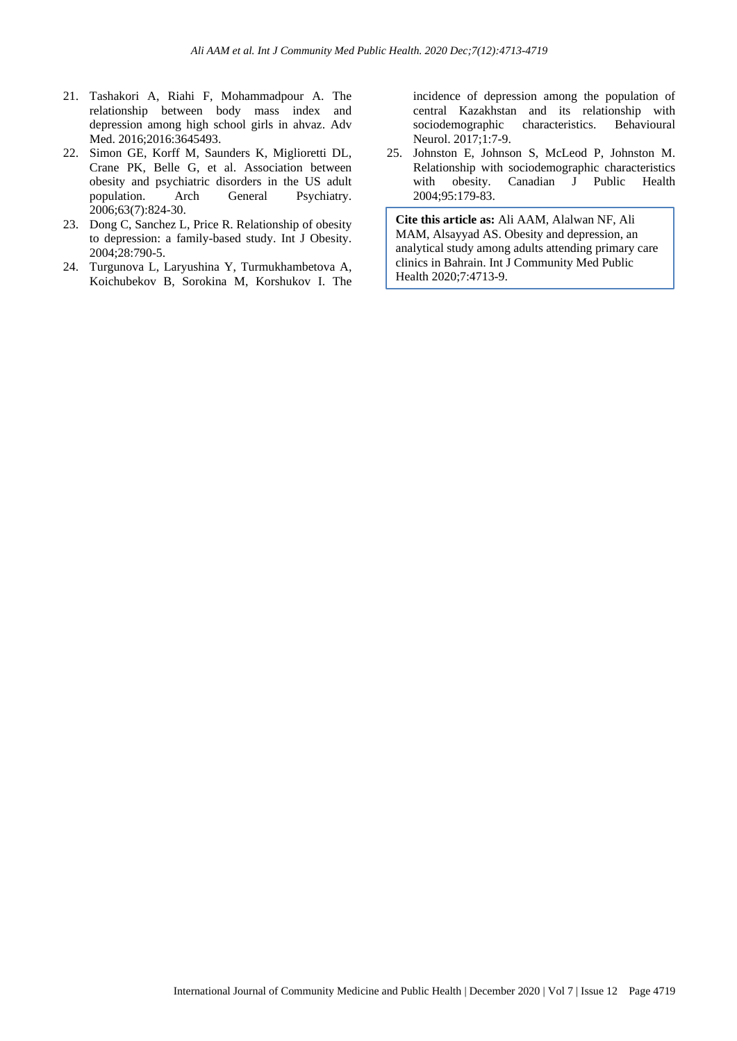21. Tashakori A, Riahi F, Mohammadpour A. The relationship between body mass index and depression among high school girls in ahvaz. Adv Med. 2016;2016:3645493.
22. Simon GE, Korff M, Saunders K, Miglioretti DL, Crane PK, Belle G, et al. Association between obesity and psychiatric disorders in the US adult population. Arch General Psychiatry. 2006;63(7):824-30.
23. Dong C, Sanchez L, Price R. Relationship of obesity to depression: a family-based study. Int J Obesity. 2004;28:790-5.
24. Turgunova L, Laryushina Y, Turmukhambetova A, Koichubekov B, Sorokina M, Korshukov I. The incidence of depression among the population of central Kazakhstan and its relationship with sociodemographic characteristics. Behavioural Neurol. 2017;1:7-9.
25. Johnston E, Johnson S, McLeod P, Johnston M. Relationship with sociodemographic characteristics with obesity. Canadian J Public Health 2004;95:179-83.

**Cite this article as:** Ali AAM, Alalwan NF, Ali MAM, Alsayyad AS. Obesity and depression, an analytical study among adults attending primary care clinics in Bahrain. Int J Community Med Public Health 2020;7:4713-9.